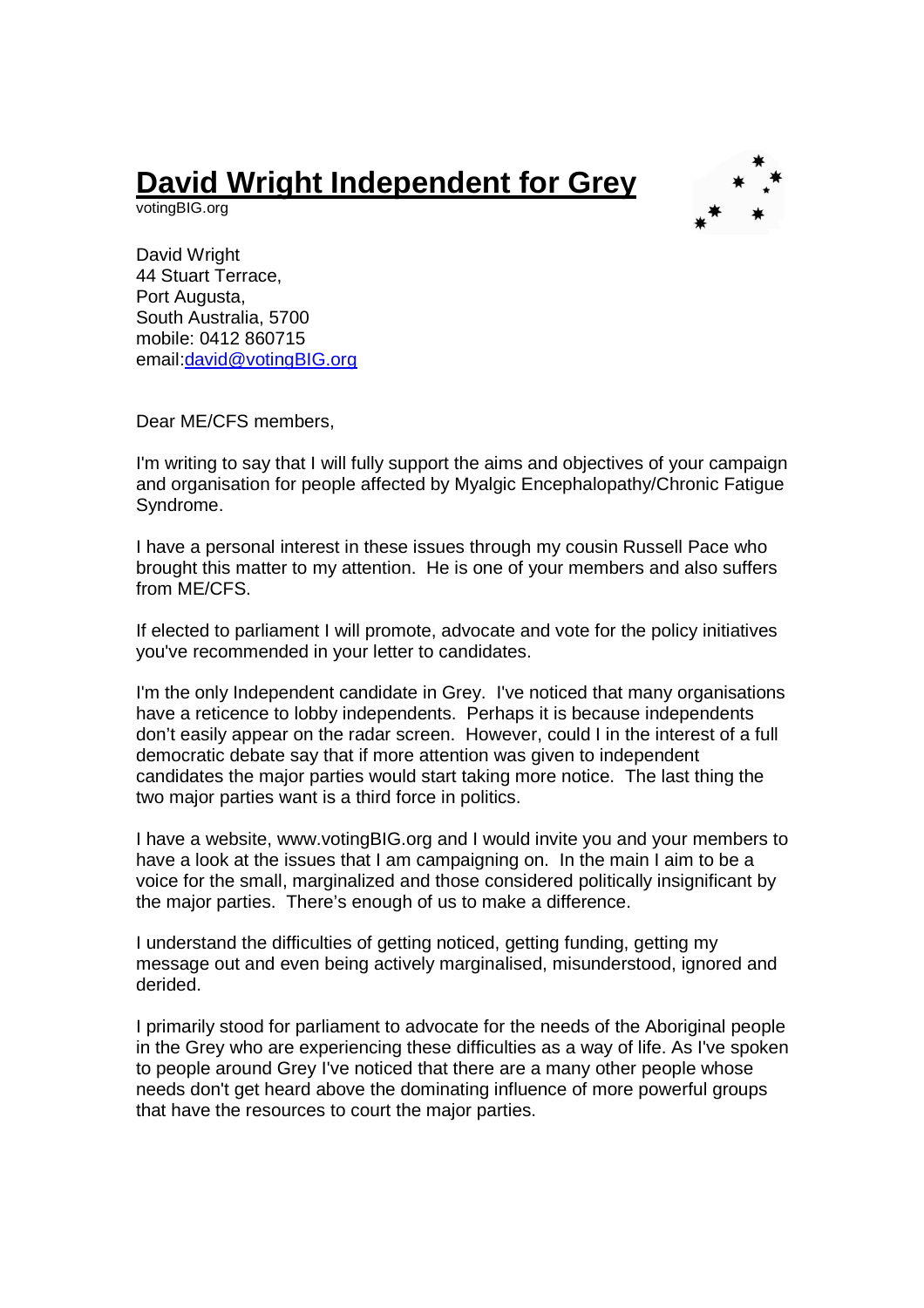# David Wright Independent for Grey

votingBIG.org

David Wright
44 Stuart Terrace,
Port Augusta,
South Australia, 5700
mobile: 0412 860715
email:david@votingBIG.org

Dear ME/CFS members,

I'm writing to say that I will fully support the aims and objectives of your campaign and organisation for people affected by Myalgic Encephalopathy/Chronic Fatigue Syndrome.

I have a personal interest in these issues through my cousin Russell Pace who brought this matter to my attention. He is one of your members and also suffers from ME/CFS.

If elected to parliament I will promote, advocate and vote for the policy initiatives you've recommended in your letter to candidates.

I'm the only Independent candidate in Grey. I've noticed that many organisations have a reticence to lobby independents. Perhaps it is because independents don't easily appear on the radar screen. However, could I in the interest of a full democratic debate say that if more attention was given to independent candidates the major parties would start taking more notice. The last thing the two major parties want is a third force in politics.

I have a website, www.votingBIG.org and I would invite you and your members to have a look at the issues that I am campaigning on. In the main I aim to be a voice for the small, marginalized and those considered politically insignificant by the major parties. There's enough of us to make a difference.

I understand the difficulties of getting noticed, getting funding, getting my message out and even being actively marginalised, misunderstood, ignored and derided.

I primarily stood for parliament to advocate for the needs of the Aboriginal people in the Grey who are experiencing these difficulties as a way of life. As I've spoken to people around Grey I've noticed that there are a many other people whose needs don't get heard above the dominating influence of more powerful groups that have the resources to court the major parties.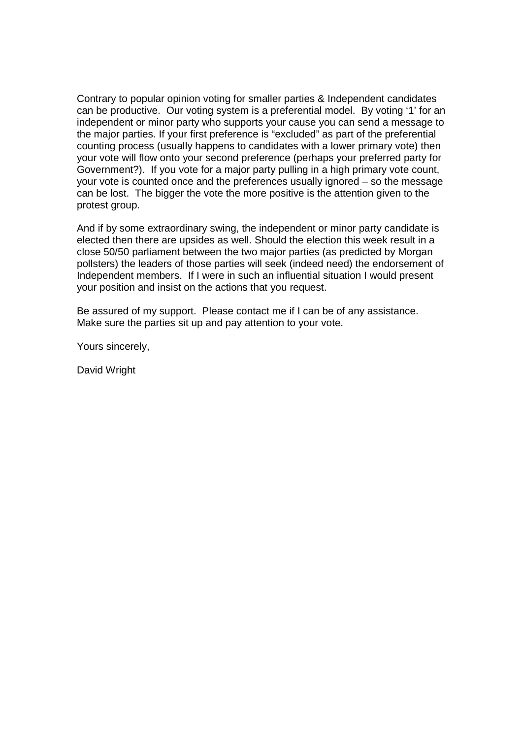Contrary to popular opinion voting for smaller parties & Independent candidates can be productive. Our voting system is a preferential model. By voting '1' for an independent or minor party who supports your cause you can send a message to the major parties. If your first preference is "excluded" as part of the preferential counting process (usually happens to candidates with a lower primary vote) then your vote will flow onto your second preference (perhaps your preferred party for Government?). If you vote for a major party pulling in a high primary vote count, your vote is counted once and the preferences usually ignored – so the message can be lost. The bigger the vote the more positive is the attention given to the protest group.

And if by some extraordinary swing, the independent or minor party candidate is elected then there are upsides as well. Should the election this week result in a close 50/50 parliament between the two major parties (as predicted by Morgan pollsters) the leaders of those parties will seek (indeed need) the endorsement of Independent members. If I were in such an influential situation I would present your position and insist on the actions that you request.

Be assured of my support. Please contact me if I can be of any assistance. Make sure the parties sit up and pay attention to your vote.

Yours sincerely,

David Wright